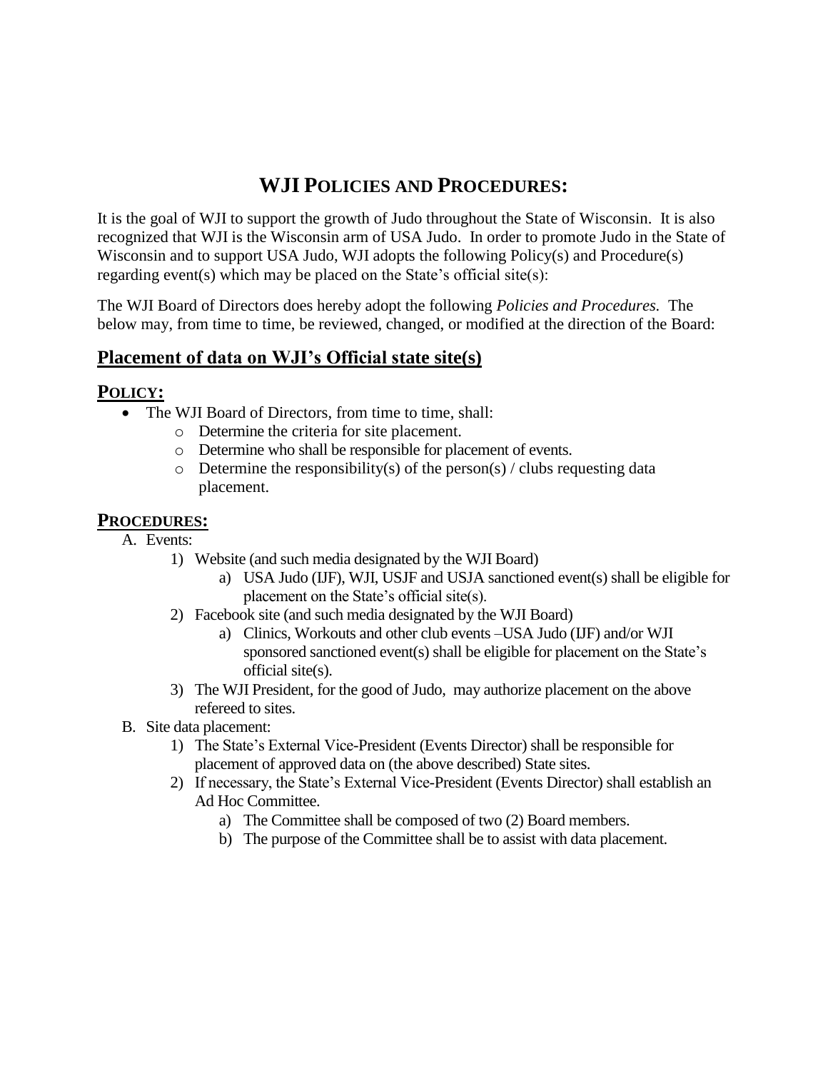# WJI Policies and Procedures:

It is the goal of WJI to support the growth of Judo throughout the State of Wisconsin. It is also recognized that WJI is the Wisconsin arm of USA Judo. In order to promote Judo in the State of Wisconsin and to support USA Judo, WJI adopts the following Policy(s) and Procedure(s) regarding event(s) which may be placed on the State's official site(s):

The WJI Board of Directors does hereby adopt the following *Policies and Procedures*. The below may, from time to time, be reviewed, changed, or modified at the direction of the Board:

## Placement of data on WJI's Official state site(s)

### Policy:

- The WJI Board of Directors, from time to time, shall:
  - Determine the criteria for site placement.
  - Determine who shall be responsible for placement of events.
  - Determine the responsibility(s) of the person(s) / clubs requesting data placement.

### Procedures:

A. Events:
   1) Website (and such media designated by the WJI Board)
      a) USA Judo (IJF), WJI, USJF and USJA sanctioned event(s) shall be eligible for placement on the State's official site(s).
   2) Facebook site (and such media designated by the WJI Board)
      a) Clinics, Workouts and other club events –USA Judo (IJF) and/or WJI sponsored sanctioned event(s) shall be eligible for placement on the State's official site(s).
   3) The WJI President, for the good of Judo, may authorize placement on the above refereed to sites.

B. Site data placement:
   1) The State's External Vice-President (Events Director) shall be responsible for placement of approved data on (the above described) State sites.
   2) If necessary, the State's External Vice-President (Events Director) shall establish an Ad Hoc Committee.
      a) The Committee shall be composed of two (2) Board members.
      b) The purpose of the Committee shall be to assist with data placement.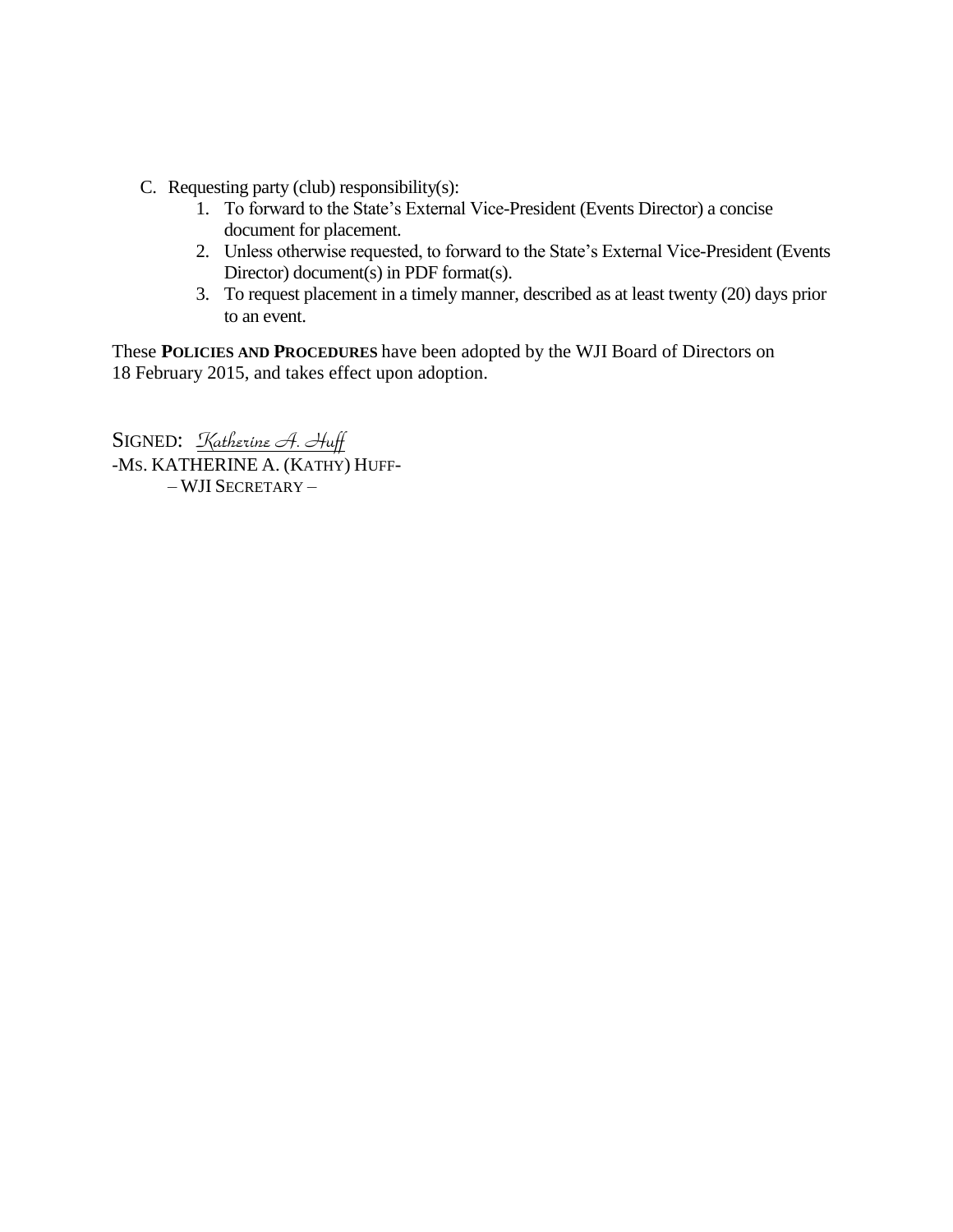C. Requesting party (club) responsibility(s):

1. To forward to the State's External Vice-President (Events Director) a concise document for placement.
2. Unless otherwise requested, to forward to the State's External Vice-President (Events Director) document(s) in PDF format(s).
3. To request placement in a timely manner, described as at least twenty (20) days prior to an event.

These **POLICIES AND PROCEDURES** have been adopted by the WJI Board of Directors on 18 February 2015, and takes effect upon adoption.

SIGNED: *Katherine A. Huff*
-MS. KATHERINE A. (KATHY) HUFF-
– WJI SECRETARY –